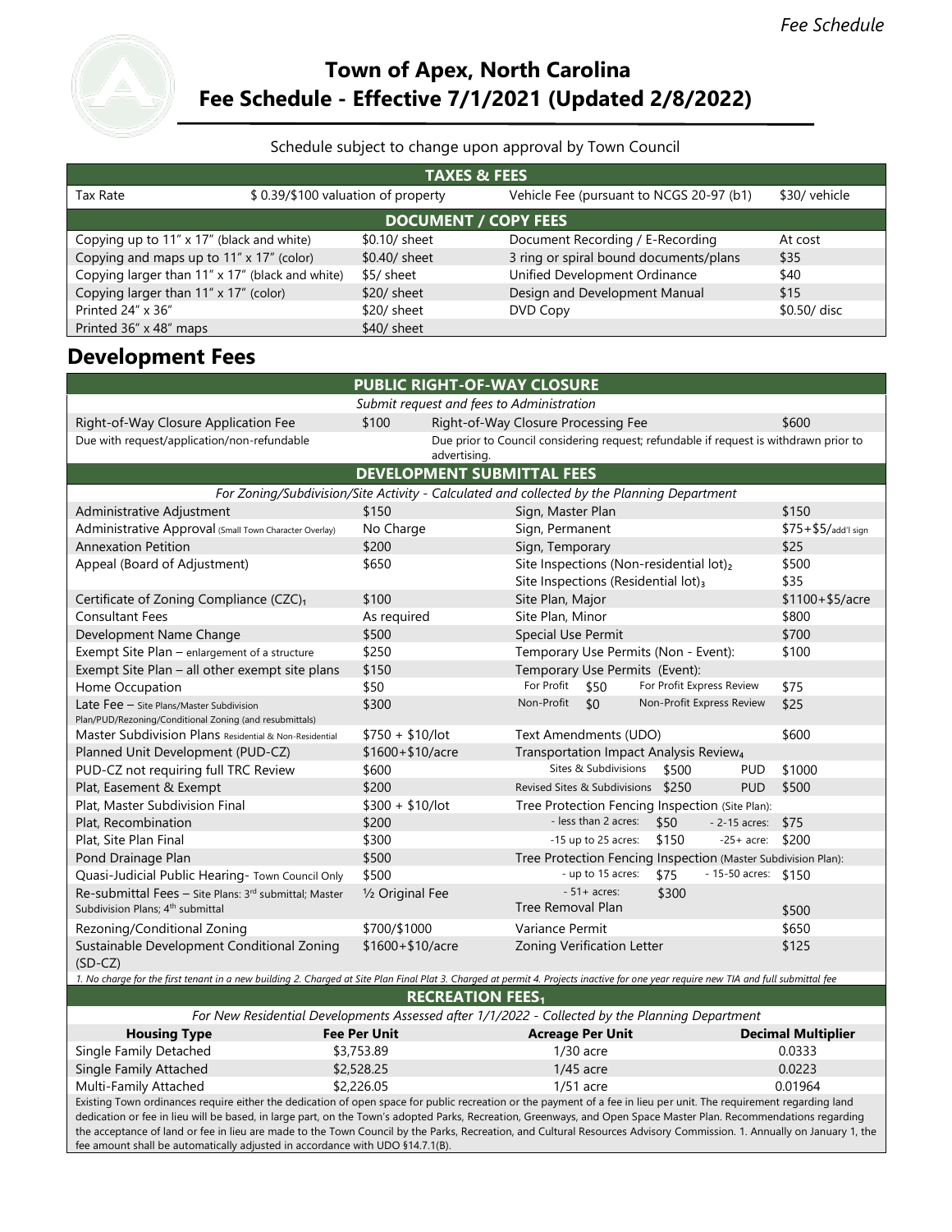# Town of Apex, North Carolina
# Fee Schedule - Effective 7/1/2021 (Updated 2/8/2022)

Schedule subject to change upon approval by Town Council

| TAXES & FEES | | | |
|---|---|---|---|
| Tax Rate | $ 0.39/$100 valuation of property | Vehicle Fee (pursuant to NCGS 20-97 (b1) | $30/ vehicle |

| DOCUMENT / COPY FEES | | | |
|---|---|---|---|
| Copying up to 11" x 17" (black and white) | $0.10/ sheet | Document Recording / E-Recording | At cost |
| Copying and maps up to 11" x 17" (color) | $0.40/ sheet | 3 ring or spiral bound documents/plans | $35 |
| Copying larger than 11" x 17" (black and white) | $5/ sheet | Unified Development Ordinance | $40 |
| Copying larger than 11" x 17" (color) | $20/ sheet | Design and Development Manual | $15 |
| Printed 24" x 36" | $20/ sheet | DVD Copy | $0.50/ disc |
| Printed 36" x 48" maps | $40/ sheet | | |

## Development Fees

| PUBLIC RIGHT-OF-WAY CLOSURE | | | |
|---|---|---|---|
| *Submit request and fees to Administration* | | | |
| Right-of-Way Closure Application Fee | $100 | Right-of-Way Closure Processing Fee | $600 |
| Due with request/application/non-refundable | | Due prior to Council considering request; refundable if request is withdrawn prior to advertising. | |

| DEVELOPMENT SUBMITTAL FEES | | | |
|---|---|---|---|
| *For Zoning/Subdivision/Site Activity - Calculated and collected by the Planning Department* | | | |
| Administrative Adjustment | $150 | Sign, Master Plan | $150 |
| Administrative Approval (Small Town Character Overlay) | No Charge | Sign, Permanent | $75+$5/add'l sign |
| Annexation Petition | $200 | Sign, Temporary | $25 |
| Appeal (Board of Adjustment) | $650 | Site Inspections (Non-residential lot)[2] | $500 |
| | | Site Inspections (Residential lot)[3] | $35 |
| Certificate of Zoning Compliance (CZC)[1] | $100 | Site Plan, Major | $1100+$5/acre |
| Consultant Fees | As required | Site Plan, Minor | $800 |
| Development Name Change | $500 | Special Use Permit | $700 |
| Exempt Site Plan – enlargement of a structure | $250 | Temporary Use Permits (Non - Event): | $100 |
| Exempt Site Plan – all other exempt site plans | $150 | Temporary Use Permits (Event): | |
| Home Occupation | $50 | For Profit $50 / For Profit Express Review | $75 |
| Late Fee – Site Plans/Master Subdivision Plan/PUD/Rezoning/Conditional Zoning (and resubmittals) | $300 | Non-Profit $0 / Non-Profit Express Review | $25 |
| Master Subdivision Plans Residential & Non-Residential | $750 + $10/lot | Text Amendments (UDO) | $600 |
| Planned Unit Development (PUD-CZ) | $1600+$10/acre | Transportation Impact Analysis Review[4] | |
| PUD-CZ not requiring full TRC Review | $600 | Sites & Subdivisions $500 / PUD | $1000 |
| Plat, Easement & Exempt | $200 | Revised Sites & Subdivisions $250 / PUD | $500 |
| Plat, Master Subdivision Final | $300 + $10/lot | Tree Protection Fencing Inspection (Site Plan): | |
| Plat, Recombination | $200 | - less than 2 acres: $50 / - 2-15 acres: | $75 |
| Plat, Site Plan Final | $300 | -15 up to 25 acres: $150 / -25+ acre: | $200 |
| Pond Drainage Plan | $500 | Tree Protection Fencing Inspection (Master Subdivision Plan): | |
| Quasi-Judicial Public Hearing- Town Council Only | $500 | - up to 15 acres: $75 / - 15-50 acres: | $150 |
| Re-submittal Fees – Site Plans: 3rd submittal; Master Subdivision Plans; 4th submittal | ½ Original Fee | - 51+ acres: $300 | |
| | | Tree Removal Plan | $500 |
| Rezoning/Conditional Zoning | $700/$1000 | Variance Permit | $650 |
| Sustainable Development Conditional Zoning (SD-CZ) | $1600+$10/acre | Zoning Verification Letter | $125 |

*1. No charge for the first tenant in a new building 2. Charged at Site Plan Final Plat 3. Charged at permit 4. Projects inactive for one year require new TIA and full submittal fee*

| RECREATION FEES[1] | | | |
|---|---|---|---|
| *For New Residential Developments Assessed after 1/1/2022 - Collected by the Planning Department* | | | |
| **Housing Type** | **Fee Per Unit** | **Acreage Per Unit** | **Decimal Multiplier** |
| Single Family Detached | $3,753.89 | 1/30 acre | 0.0333 |
| Single Family Attached | $2,528.25 | 1/45 acre | 0.0223 |
| Multi-Family Attached | $2,226.05 | 1/51 acre | 0.01964 |

Existing Town ordinances require either the dedication of open space for public recreation or the payment of a fee in lieu per unit. The requirement regarding land dedication or fee in lieu will be based, in large part, on the Town's adopted Parks, Recreation, Greenways, and Open Space Master Plan. Recommendations regarding the acceptance of land or fee in lieu are made to the Town Council by the Parks, Recreation, and Cultural Resources Advisory Commission. 1. Annually on January 1, the fee amount shall be automatically adjusted in accordance with UDO §14.7.1(B).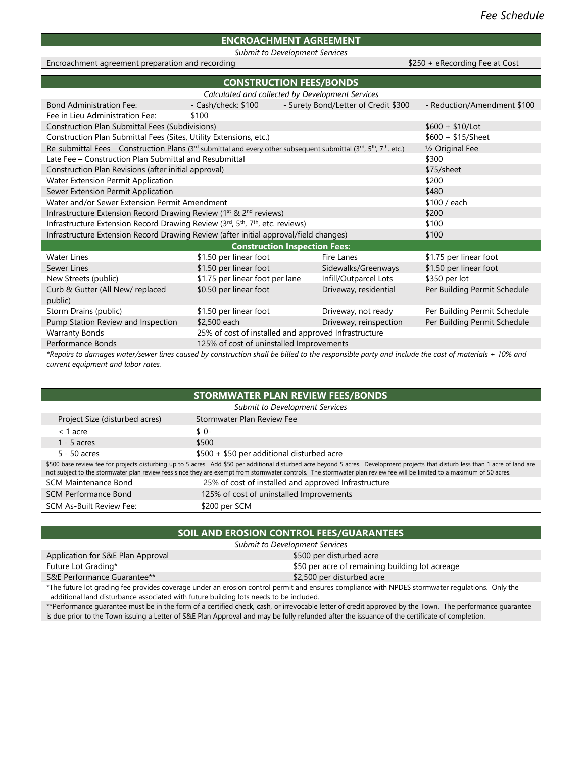## ENCROACHMENT AGREEMENT

*Submit to Development Services*

| Item | Fee |
|---|---|
| Encroachment agreement preparation and recording | $250 + eRecording Fee at Cost |

## CONSTRUCTION FEES/BONDS

*Calculated and collected by Development Services*

| | | | |
|---|---|---|---|
| Bond Administration Fee: | - Cash/check: $100 | - Surety Bond/Letter of Credit $300 | - Reduction/Amendment $100 |
| Fee in Lieu Administration Fee: | $100 | | |
| Construction Plan Submittal Fees (Subdivisions) | | | $600 + $10/Lot |
| Construction Plan Submittal Fees (Sites, Utility Extensions, etc.) | | | $600 + $15/Sheet |
| Re-submittal Fees – Construction Plans (3rd submittal and every other subsequent submittal (3rd, 5th, 7th, etc.) | | | ½ Original Fee |
| Late Fee – Construction Plan Submittal and Resubmittal | | | $300 |
| Construction Plan Revisions (after initial approval) | | | $75/sheet |
| Water Extension Permit Application | | | $200 |
| Sewer Extension Permit Application | | | $480 |
| Water and/or Sewer Extension Permit Amendment | | | $100 / each |
| Infrastructure Extension Record Drawing Review (1st & 2nd reviews) | | | $200 |
| Infrastructure Extension Record Drawing Review (3rd, 5th, 7th, etc. reviews) | | | $100 |
| Infrastructure Extension Record Drawing Review (after initial approval/field changes) | | | $100 |
| **Construction Inspection Fees:** | | | |
| Water Lines | $1.50 per linear foot | Fire Lanes | $1.75 per linear foot |
| Sewer Lines | $1.50 per linear foot | Sidewalks/Greenways | $1.50 per linear foot |
| New Streets (public) | $1.75 per linear foot per lane | Infill/Outparcel Lots | $350 per lot |
| Curb & Gutter (All New/ replaced public) | $0.50 per linear foot | Driveway, residential | Per Building Permit Schedule |
| Storm Drains (public) | $1.50 per linear foot | Driveway, not ready | Per Building Permit Schedule |
| Pump Station Review and Inspection | $2,500 each | Driveway, reinspection | Per Building Permit Schedule |
| Warranty Bonds | 25% of cost of installed and approved Infrastructure | | |
| Performance Bonds | 125% of cost of uninstalled Improvements | | |

*\*Repairs to damages water/sewer lines caused by construction shall be billed to the responsible party and include the cost of materials + 10% and current equipment and labor rates.*

## STORMWATER PLAN REVIEW FEES/BONDS

*Submit to Development Services*

| Project Size (disturbed acres) | Stormwater Plan Review Fee |
|---|---|
| < 1 acre | $-0- |
| 1 - 5 acres | $500 |
| 5 - 50 acres | $500 + $50 per additional disturbed acre |

$500 base review fee for projects disturbing up to 5 acres. Add $50 per additional disturbed acre beyond 5 acres. Development projects that disturb less than 1 acre of land are not subject to the stormwater plan review fees since they are exempt from stormwater controls. The stormwater plan review fee will be limited to a maximum of 50 acres.

| | |
|---|---|
| SCM Maintenance Bond | 25% of cost of installed and approved Infrastructure |
| SCM Performance Bond | 125% of cost of uninstalled Improvements |
| SCM As-Built Review Fee: | $200 per SCM |

## SOIL AND EROSION CONTROL FEES/GUARANTEES

*Submit to Development Services*

| | |
|---|---|
| Application for S&E Plan Approval | $500 per disturbed acre |
| Future Lot Grading* | $50 per acre of remaining building lot acreage |
| S&E Performance Guarantee** | $2,500 per disturbed acre |

*The future lot grading fee provides coverage under an erosion control permit and ensures compliance with NPDES stormwater regulations. Only the additional land disturbance associated with future building lots needs to be included.

**Performance guarantee must be in the form of a certified check, cash, or irrevocable letter of credit approved by the Town. The performance guarantee is due prior to the Town issuing a Letter of S&E Plan Approval and may be fully refunded after the issuance of the certificate of completion.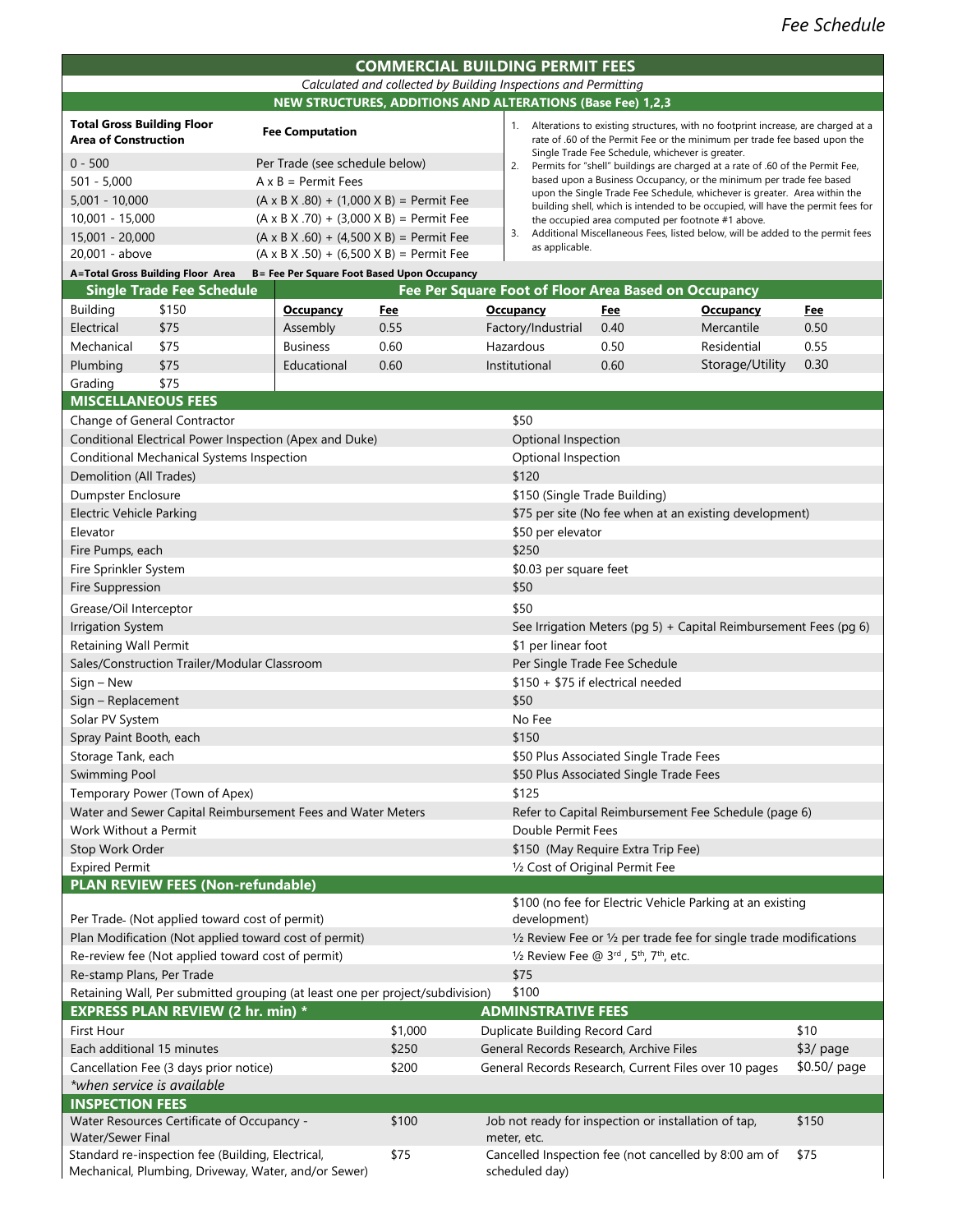# COMMERCIAL BUILDING PERMIT FEES

*Calculated and collected by Building Inspections and Permitting*

## NEW STRUCTURES, ADDITIONS AND ALTERATIONS (Base Fee) 1,2,3

| Total Gross Building Floor Area of Construction | Fee Computation |
|---|---|
| 0 - 500 | Per Trade (see schedule below) |
| 501 - 5,000 | A x B = Permit Fees |
| 5,001 - 10,000 | (A x B X .80) + (1,000 X B) = Permit Fee |
| 10,001 - 15,000 | (A x B X .70) + (3,000 X B) = Permit Fee |
| 15,001 - 20,000 | (A x B X .60) + (4,500 X B) = Permit Fee |
| 20,001 - above | (A x B X .50) + (6,500 X B) = Permit Fee |

**A=Total Gross Building Floor Area B= Fee Per Square Foot Based Upon Occupancy**

1. Alterations to existing structures, with no footprint increase, are charged at a rate of .60 of the Permit Fee or the minimum per trade fee based upon the Single Trade Fee Schedule, whichever is greater.
2. Permits for "shell" buildings are charged at a rate of .60 of the Permit Fee, based upon a Business Occupancy, or the minimum per trade fee based upon the Single Trade Fee Schedule, whichever is greater. Area within the building shell, which is intended to be occupied, will have the permit fees for the occupied area computed per footnote #1 above.
3. Additional Miscellaneous Fees, listed below, will be added to the permit fees as applicable.

| Single Trade Fee Schedule | | Fee Per Square Foot of Floor Area Based on Occupancy | | | | | |
|---|---|---|---|---|---|---|---|
| | | **Occupancy** | **Fee** | **Occupancy** | **Fee** | **Occupancy** | **Fee** |
| Building | $150 | Assembly | 0.55 | Factory/Industrial | 0.40 | Mercantile | 0.50 |
| Electrical | $75 | Business | 0.60 | Hazardous | 0.50 | Residential | 0.55 |
| Mechanical | $75 | Educational | 0.60 | Institutional | 0.60 | Storage/Utility | 0.30 |
| Plumbing | $75 | | | | | | |
| Grading | $75 | | | | | | |

## MISCELLANEOUS FEES

| Item | Fee |
|---|---|
| Change of General Contractor | $50 |
| Conditional Electrical Power Inspection (Apex and Duke) | Optional Inspection |
| Conditional Mechanical Systems Inspection | Optional Inspection |
| Demolition (All Trades) | $120 |
| Dumpster Enclosure | $150 (Single Trade Building) |
| Electric Vehicle Parking | $75 per site (No fee when at an existing development) |
| Elevator | $50 per elevator |
| Fire Pumps, each | $250 |
| Fire Sprinkler System | $0.03 per square feet |
| Fire Suppression | $50 |
| Grease/Oil Interceptor | $50 |
| Irrigation System | See Irrigation Meters (pg 5) + Capital Reimbursement Fees (pg 6) |
| Retaining Wall Permit | $1 per linear foot |
| Sales/Construction Trailer/Modular Classroom | Per Single Trade Fee Schedule |
| Sign – New | $150 + $75 if electrical needed |
| Sign – Replacement | $50 |
| Solar PV System | No Fee |
| Spray Paint Booth, each | $150 |
| Storage Tank, each | $50 Plus Associated Single Trade Fees |
| Swimming Pool | $50 Plus Associated Single Trade Fees |
| Temporary Power (Town of Apex) | $125 |
| Water and Sewer Capital Reimbursement Fees and Water Meters | Refer to Capital Reimbursement Fee Schedule (page 6) |
| Work Without a Permit | Double Permit Fees |
| Stop Work Order | $150 (May Require Extra Trip Fee) |
| Expired Permit | ½ Cost of Original Permit Fee |

## PLAN REVIEW FEES (Non-refundable)

| Item | Fee |
|---|---|
| Per Trade- (Not applied toward cost of permit) | $100 (no fee for Electric Vehicle Parking at an existing development) |
| Plan Modification (Not applied toward cost of permit) | ½ Review Fee or ½ per trade fee for single trade modifications |
| Re-review fee (Not applied toward cost of permit) | ½ Review Fee @ 3rd, 5th, 7th, etc. |
| Re-stamp Plans, Per Trade | $75 |
| Retaining Wall, Per submitted grouping (at least one per project/subdivision) | $100 |

## EXPRESS PLAN REVIEW (2 hr. min) *

| Item | Fee |
|---|---|
| First Hour | $1,000 |
| Each additional 15 minutes | $250 |
| Cancellation Fee (3 days prior notice) | $200 |

*\*when service is available*

## ADMINSTRATIVE FEES

| Item | Fee |
|---|---|
| Duplicate Building Record Card | $10 |
| General Records Research, Archive Files | $3/ page |
| General Records Research, Current Files over 10 pages | $0.50/ page |

## INSPECTION FEES

| Item | Fee |
|---|---|
| Water Resources Certificate of Occupancy - Water/Sewer Final | $100 |
| Standard re-inspection fee (Building, Electrical, Mechanical, Plumbing, Driveway, Water, and/or Sewer) | $75 |
| Job not ready for inspection or installation of tap, meter, etc. | $150 |
| Cancelled Inspection fee (not cancelled by 8:00 am of scheduled day) | $75 |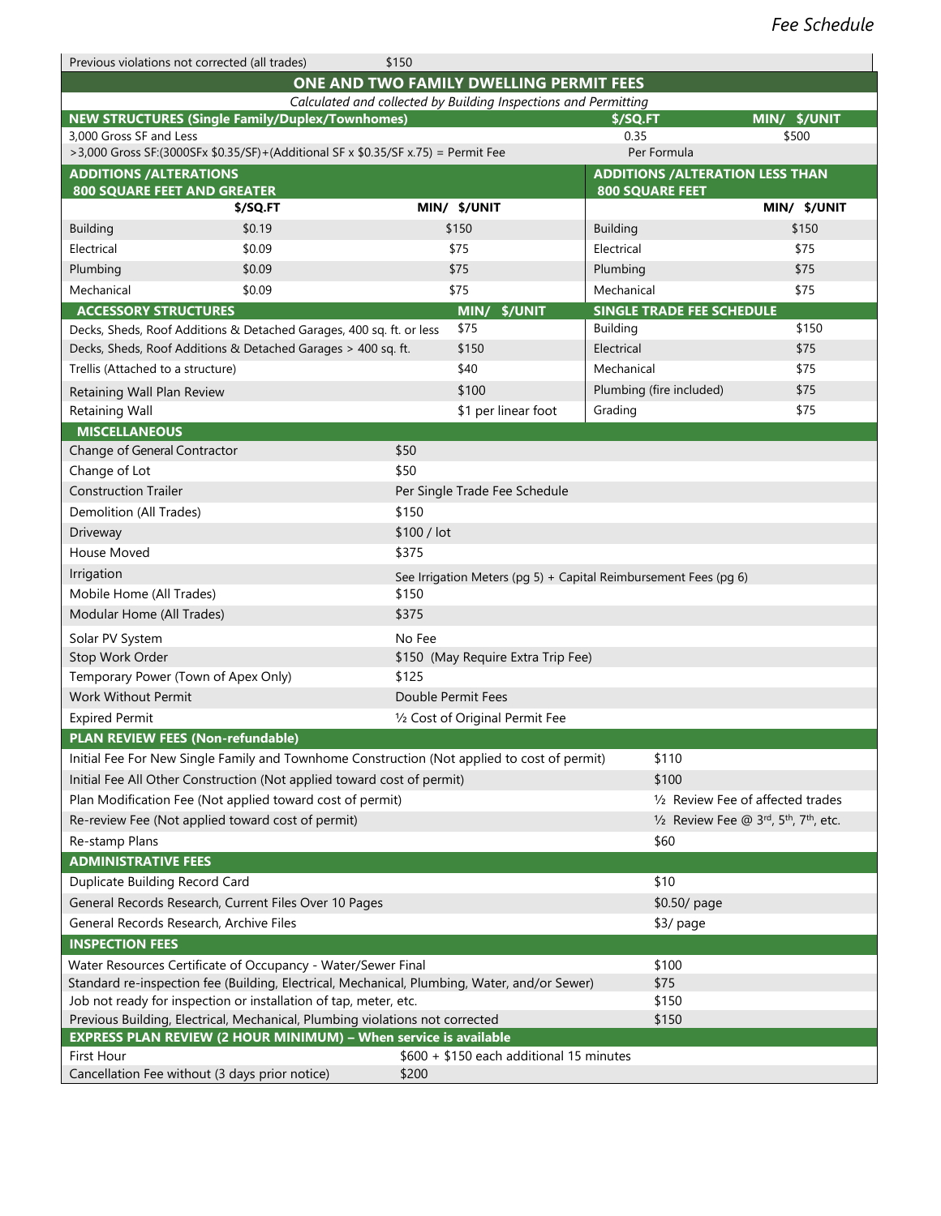| Previous violations not corrected (all trades) | $150 |
|---|---|

## ONE AND TWO FAMILY DWELLING PERMIT FEES

*Calculated and collected by Building Inspections and Permitting*

| NEW STRUCTURES (Single Family/Duplex/Townhomes) | $/SQ.FT | MIN/ $/UNIT |
|---|---|---|
| 3,000 Gross SF and Less | 0.35 | $500 |
| >3,000 Gross SF:(3000SFx $0.35/SF)+(Additional SF x $0.35/SF x.75) = Permit Fee | Per Formula | |

| ADDITIONS /ALTERATIONS 800 SQUARE FEET AND GREATER | | | ADDITIONS /ALTERATION LESS THAN 800 SQUARE FEET | |
|---|---|---|---|---|
| | $/SQ.FT | MIN/ $/UNIT | | MIN/ $/UNIT |
| Building | $0.19 | $150 | Building | $150 |
| Electrical | $0.09 | $75 | Electrical | $75 |
| Plumbing | $0.09 | $75 | Plumbing | $75 |
| Mechanical | $0.09 | $75 | Mechanical | $75 |

| ACCESSORY STRUCTURES | MIN/ $/UNIT | SINGLE TRADE FEE SCHEDULE | |
|---|---|---|---|
| Decks, Sheds, Roof Additions & Detached Garages, 400 sq. ft. or less | $75 | Building | $150 |
| Decks, Sheds, Roof Additions & Detached Garages > 400 sq. ft. | $150 | Electrical | $75 |
| Trellis (Attached to a structure) | $40 | Mechanical | $75 |
| Retaining Wall Plan Review | $100 | Plumbing (fire included) | $75 |
| Retaining Wall | $1 per linear foot | Grading | $75 |

| MISCELLANEOUS | |
|---|---|
| Change of General Contractor | $50 |
| Change of Lot | $50 |
| Construction Trailer | Per Single Trade Fee Schedule |
| Demolition (All Trades) | $150 |
| Driveway | $100 / lot |
| House Moved | $375 |
| Irrigation | See Irrigation Meters (pg 5) + Capital Reimbursement Fees (pg 6) |
| Mobile Home (All Trades) | $150 |
| Modular Home (All Trades) | $375 |
| Solar PV System | No Fee |
| Stop Work Order | $150 (May Require Extra Trip Fee) |
| Temporary Power (Town of Apex Only) | $125 |
| Work Without Permit | Double Permit Fees |
| Expired Permit | ½ Cost of Original Permit Fee |

| PLAN REVIEW FEES (Non-refundable) | |
|---|---|
| Initial Fee For New Single Family and Townhome Construction (Not applied to cost of permit) | $110 |
| Initial Fee All Other Construction (Not applied toward cost of permit) | $100 |
| Plan Modification Fee (Not applied toward cost of permit) | ½ Review Fee of affected trades |
| Re-review Fee (Not applied toward cost of permit) | ½ Review Fee @ 3rd, 5th, 7th, etc. |
| Re-stamp Plans | $60 |

| ADMINISTRATIVE FEES | |
|---|---|
| Duplicate Building Record Card | $10 |
| General Records Research, Current Files Over 10 Pages | $0.50/ page |
| General Records Research, Archive Files | $3/ page |

| INSPECTION FEES | |
|---|---|
| Water Resources Certificate of Occupancy - Water/Sewer Final | $100 |
| Standard re-inspection fee (Building, Electrical, Mechanical, Plumbing, Water, and/or Sewer) | $75 |
| Job not ready for inspection or installation of tap, meter, etc. | $150 |
| Previous Building, Electrical, Mechanical, Plumbing violations not corrected | $150 |

| EXPRESS PLAN REVIEW (2 HOUR MINIMUM) – When service is available | |
|---|---|
| First Hour | $600 + $150 each additional 15 minutes |
| Cancellation Fee without (3 days prior notice) | $200 |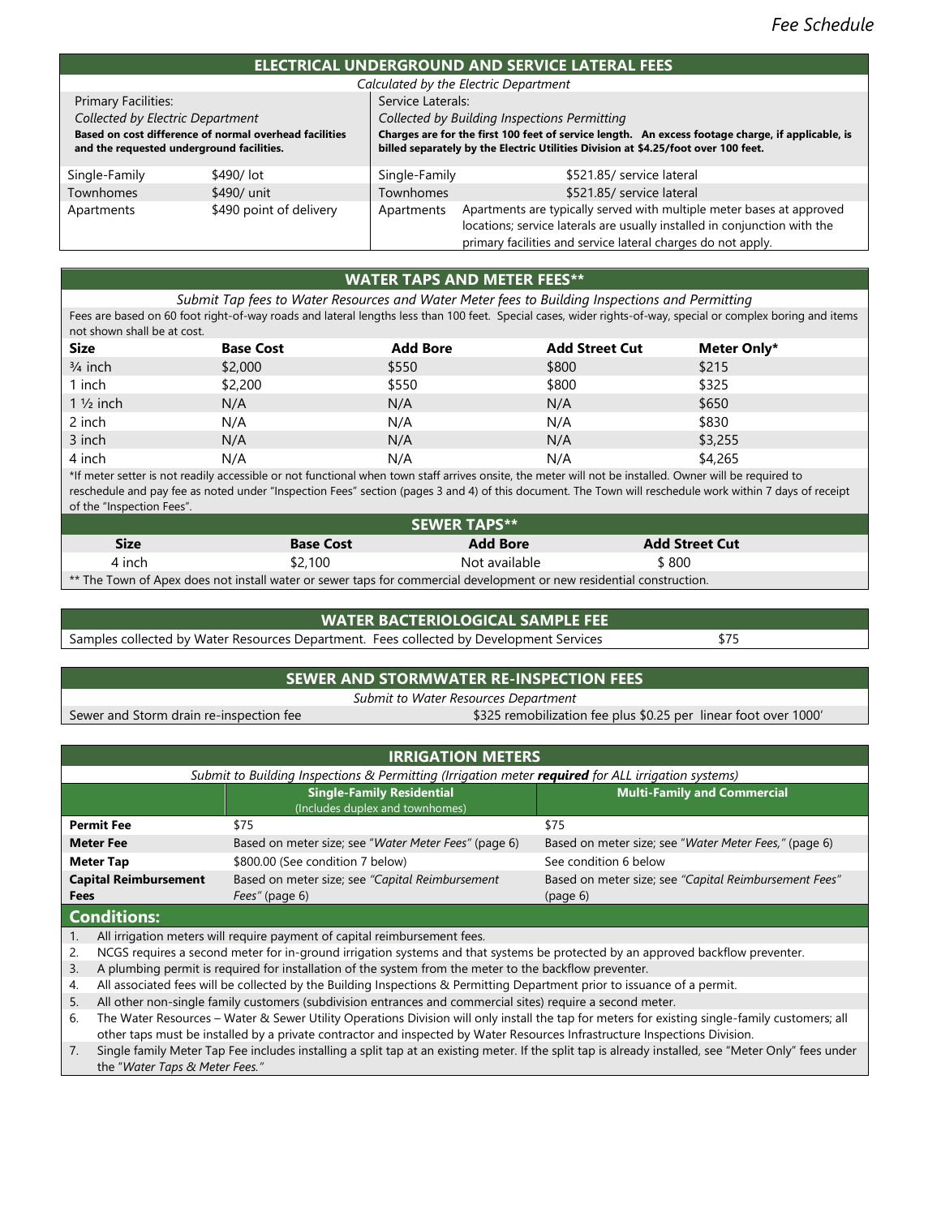## ELECTRICAL UNDERGROUND AND SERVICE LATERAL FEES

*Calculated by the Electric Department*

| Primary Facilities: *Collected by Electric Department* **Based on cost difference of normal overhead facilities and the requested underground facilities.** | | Service Laterals: *Collected by Building Inspections Permitting* **Charges are for the first 100 feet of service length. An excess footage charge, if applicable, is billed separately by the Electric Utilities Division at $4.25/foot over 100 feet.** | |
|---|---|---|---|
| Single-Family | $490/ lot | Single-Family | $521.85/ service lateral |
| Townhomes | $490/ unit | Townhomes | $521.85/ service lateral |
| Apartments | $490 point of delivery | Apartments | Apartments are typically served with multiple meter bases at approved locations; service laterals are usually installed in conjunction with the primary facilities and service lateral charges do not apply. |

## WATER TAPS AND METER FEES**

*Submit Tap fees to Water Resources and Water Meter fees to Building Inspections and Permitting*

Fees are based on 60 foot right-of-way roads and lateral lengths less than 100 feet. Special cases, wider rights-of-way, special or complex boring and items not shown shall be at cost.

| Size | Base Cost | Add Bore | Add Street Cut | Meter Only* |
|---|---|---|---|---|
| ¾ inch | $2,000 | $550 | $800 | $215 |
| 1 inch | $2,200 | $550 | $800 | $325 |
| 1 ½ inch | N/A | N/A | N/A | $650 |
| 2 inch | N/A | N/A | N/A | $830 |
| 3 inch | N/A | N/A | N/A | $3,255 |
| 4 inch | N/A | N/A | N/A | $4,265 |

*If meter setter is not readily accessible or not functional when town staff arrives onsite, the meter will not be installed. Owner will be required to reschedule and pay fee as noted under "Inspection Fees" section (pages 3 and 4) of this document. The Town will reschedule work within 7 days of receipt of the "Inspection Fees".

## SEWER TAPS**

| Size | Base Cost | Add Bore | Add Street Cut |
|---|---|---|---|
| 4 inch | $2,100 | Not available | $ 800 |

** The Town of Apex does not install water or sewer taps for commercial development or new residential construction.

## WATER BACTERIOLOGICAL SAMPLE FEE

| Samples collected by Water Resources Department. Fees collected by Development Services | $75 |
|---|---|

## SEWER AND STORMWATER RE-INSPECTION FEES

*Submit to Water Resources Department*

| Sewer and Storm drain re-inspection fee | $325 remobilization fee plus $0.25 per linear foot over 1000' |
|---|---|

## IRRIGATION METERS

*Submit to Building Inspections & Permitting (Irrigation meter **required** for ALL irrigation systems)*

| | Single-Family Residential (Includes duplex and townhomes) | Multi-Family and Commercial |
|---|---|---|
| **Permit Fee** | $75 | $75 |
| **Meter Fee** | Based on meter size; see "*Water Meter Fees*" (page 6) | Based on meter size; see "*Water Meter Fees,*" (page 6) |
| **Meter Tap** | $800.00 (See condition 7 below) | See condition 6 below |
| **Capital Reimbursement Fees** | Based on meter size; see *"Capital Reimbursement Fees"* (page 6) | Based on meter size; see *"Capital Reimbursement Fees"* (page 6) |

### Conditions:

1. All irrigation meters will require payment of capital reimbursement fees.
2. NCGS requires a second meter for in-ground irrigation systems and that systems be protected by an approved backflow preventer.
3. A plumbing permit is required for installation of the system from the meter to the backflow preventer.
4. All associated fees will be collected by the Building Inspections & Permitting Department prior to issuance of a permit.
5. All other non-single family customers (subdivision entrances and commercial sites) require a second meter.
6. The Water Resources – Water & Sewer Utility Operations Division will only install the tap for meters for existing single-family customers; all other taps must be installed by a private contractor and inspected by Water Resources Infrastructure Inspections Division.
7. Single family Meter Tap Fee includes installing a split tap at an existing meter. If the split tap is already installed, see "Meter Only" fees under the "*Water Taps & Meter Fees.*"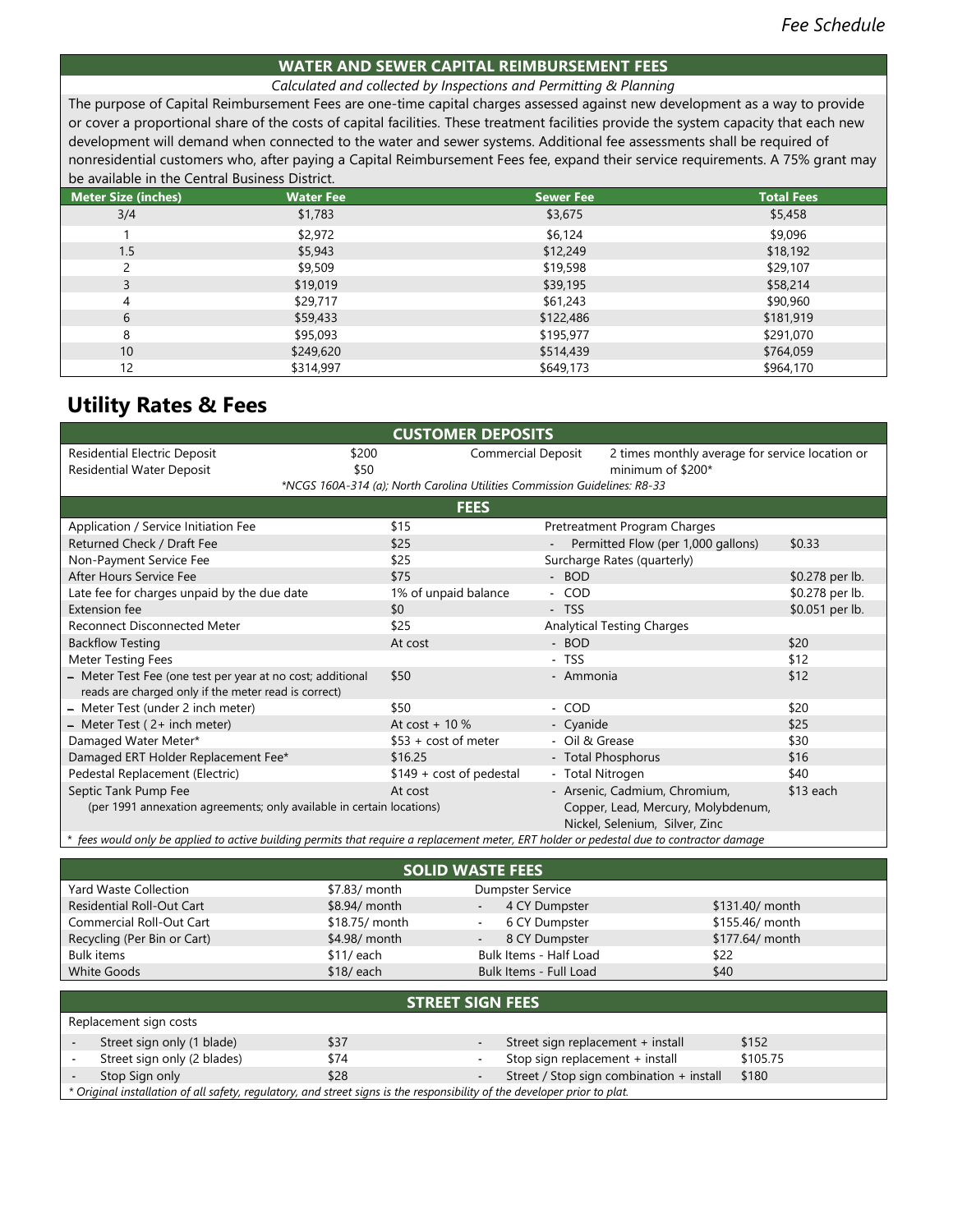## WATER AND SEWER CAPITAL REIMBURSEMENT FEES

*Calculated and collected by Inspections and Permitting & Planning*

The purpose of Capital Reimbursement Fees are one-time capital charges assessed against new development as a way to provide or cover a proportional share of the costs of capital facilities. These treatment facilities provide the system capacity that each new development will demand when connected to the water and sewer systems. Additional fee assessments shall be required of nonresidential customers who, after paying a Capital Reimbursement Fees fee, expand their service requirements. A 75% grant may be available in the Central Business District.

| Meter Size (inches) | Water Fee | Sewer Fee | Total Fees |
|---|---|---|---|
| 3/4 | $1,783 | $3,675 | $5,458 |
| 1 | $2,972 | $6,124 | $9,096 |
| 1.5 | $5,943 | $12,249 | $18,192 |
| 2 | $9,509 | $19,598 | $29,107 |
| 3 | $19,019 | $39,195 | $58,214 |
| 4 | $29,717 | $61,243 | $90,960 |
| 6 | $59,433 | $122,486 | $181,919 |
| 8 | $95,093 | $195,977 | $291,070 |
| 10 | $249,620 | $514,439 | $764,059 |
| 12 | $314,997 | $649,173 | $964,170 |

# Utility Rates & Fees

## CUSTOMER DEPOSITS

| | | | |
|---|---|---|---|
| Residential Electric Deposit | $200 | Commercial Deposit | 2 times monthly average for service location or minimum of $200* |
| Residential Water Deposit | $50 | | |

*\*NCGS 160A-314 (a); North Carolina Utilities Commission Guidelines: R8-33*

## FEES

| | | | |
|---|---|---|---|
| Application / Service Initiation Fee | $15 | Pretreatment Program Charges | |
| Returned Check / Draft Fee | $25 | - Permitted Flow (per 1,000 gallons) | $0.33 |
| Non-Payment Service Fee | $25 | Surcharge Rates (quarterly) | |
| After Hours Service Fee | $75 | - BOD | $0.278 per lb. |
| Late fee for charges unpaid by the due date | 1% of unpaid balance | - COD | $0.278 per lb. |
| Extension fee | $0 | - TSS | $0.051 per lb. |
| Reconnect Disconnected Meter | $25 | Analytical Testing Charges | |
| Backflow Testing | At cost | - BOD | $20 |
| Meter Testing Fees | | - TSS | $12 |
| – Meter Test Fee (one test per year at no cost; additional reads are charged only if the meter read is correct) | $50 | - Ammonia | $12 |
| – Meter Test (under 2 inch meter) | $50 | - COD | $20 |
| – Meter Test ( 2+ inch meter) | At cost + 10 % | - Cyanide | $25 |
| Damaged Water Meter* | $53 + cost of meter | - Oil & Grease | $30 |
| Damaged ERT Holder Replacement Fee* | $16.25 | - Total Phosphorus | $16 |
| Pedestal Replacement (Electric) | $149 + cost of pedestal | - Total Nitrogen | $40 |
| Septic Tank Pump Fee (per 1991 annexation agreements; only available in certain locations) | At cost | - Arsenic, Cadmium, Chromium, Copper, Lead, Mercury, Molybdenum, Nickel, Selenium, Silver, Zinc | $13 each |

*\* fees would only be applied to active building permits that require a replacement meter, ERT holder or pedestal due to contractor damage*

## SOLID WASTE FEES

| | | | |
|---|---|---|---|
| Yard Waste Collection | $7.83/ month | Dumpster Service | |
| Residential Roll-Out Cart | $8.94/ month | - 4 CY Dumpster | $131.40/ month |
| Commercial Roll-Out Cart | $18.75/ month | - 6 CY Dumpster | $155.46/ month |
| Recycling (Per Bin or Cart) | $4.98/ month | - 8 CY Dumpster | $177.64/ month |
| Bulk items | $11/ each | Bulk Items - Half Load | $22 |
| White Goods | $18/ each | Bulk Items - Full Load | $40 |

## STREET SIGN FEES

Replacement sign costs

| | | | |
|---|---|---|---|
| - Street sign only (1 blade) | $37 | - Street sign replacement + install | $152 |
| - Street sign only (2 blades) | $74 | - Stop sign replacement + install | $105.75 |
| - Stop Sign only | $28 | - Street / Stop sign combination + install | $180 |

*\* Original installation of all safety, regulatory, and street signs is the responsibility of the developer prior to plat.*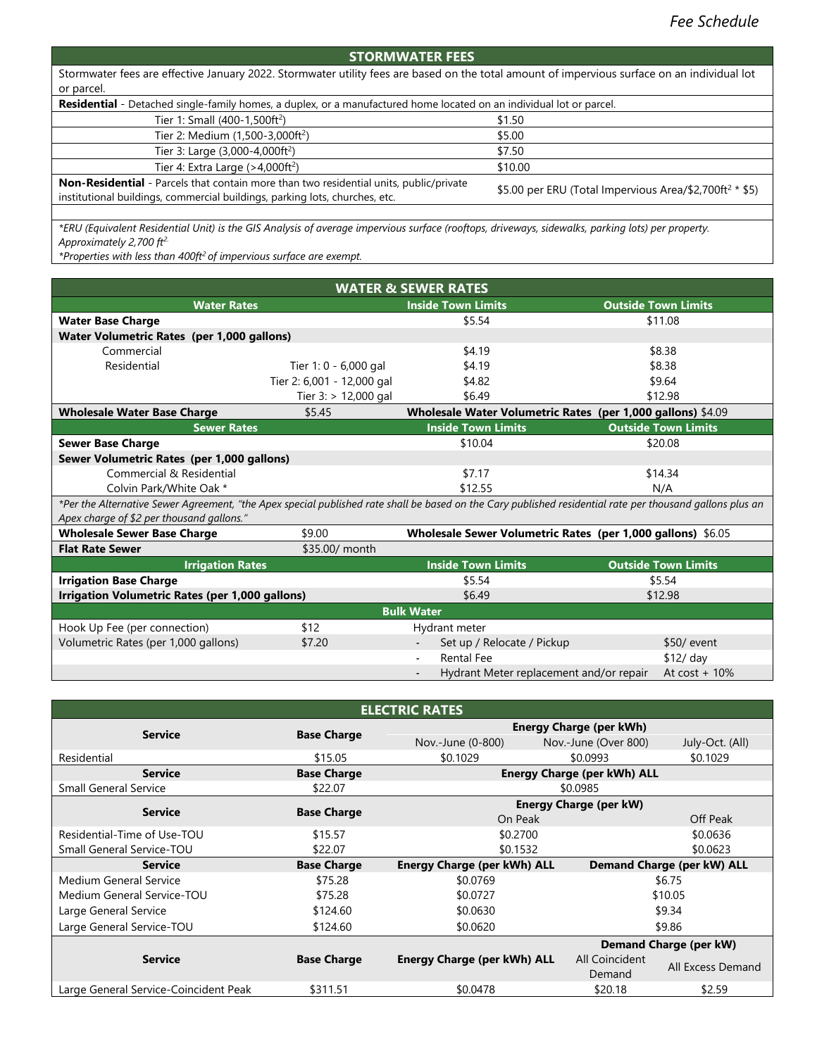# Fee Schedule

## STORMWATER FEES

Stormwater fees are effective January 2022. Stormwater utility fees are based on the total amount of impervious surface on an individual lot or parcel.

| **Residential** - Detached single-family homes, a duplex, or a manufactured home located on an individual lot or parcel. | |
|---|---|
| Tier 1: Small (400-1,500ft²) | $1.50 |
| Tier 2: Medium (1,500-3,000ft²) | $5.00 |
| Tier 3: Large (3,000-4,000ft²) | $7.50 |
| Tier 4: Extra Large (>4,000ft²) | $10.00 |
| **Non-Residential** - Parcels that contain more than two residential units, public/private institutional buildings, commercial buildings, parking lots, churches, etc. | $5.00 per ERU (Total Impervious Area/$2,700ft² * $5) |

*\*ERU (Equivalent Residential Unit) is the GIS Analysis of average impervious surface (rooftops, driveways, sidewalks, parking lots) per property. Approximately 2,700 ft².*

*\*Properties with less than 400ft² of impervious surface are exempt.*

## WATER & SEWER RATES

| Water Rates | | Inside Town Limits | Outside Town Limits |
|---|---|---|---|
| **Water Base Charge** | | $5.54 | $11.08 |
| **Water Volumetric Rates (per 1,000 gallons)** | | | |
| Commercial | | $4.19 | $8.38 |
| Residential | Tier 1: 0 - 6,000 gal | $4.19 | $8.38 |
| | Tier 2: 6,001 - 12,000 gal | $4.82 | $9.64 |
| | Tier 3: > 12,000 gal | $6.49 | $12.98 |
| **Wholesale Water Base Charge** | $5.45 | **Wholesale Water Volumetric Rates (per 1,000 gallons)** | $4.09 |

| Sewer Rates | | Inside Town Limits | Outside Town Limits |
|---|---|---|---|
| **Sewer Base Charge** | | $10.04 | $20.08 |
| **Sewer Volumetric Rates (per 1,000 gallons)** | | | |
| Commercial & Residential | | $7.17 | $14.34 |
| Colvin Park/White Oak * | | $12.55 | N/A |
| **Wholesale Sewer Base Charge** | $9.00 | **Wholesale Sewer Volumetric Rates (per 1,000 gallons)** | $6.05 |
| **Flat Rate Sewer** | $35.00/ month | | |

*\*Per the Alternative Sewer Agreement, "the Apex special published rate shall be based on the Cary published residential rate per thousand gallons plus an Apex charge of $2 per thousand gallons."*

| Irrigation Rates | Inside Town Limits | Outside Town Limits |
|---|---|---|
| **Irrigation Base Charge** | $5.54 | $5.54 |
| **Irrigation Volumetric Rates (per 1,000 gallons)** | $6.49 | $12.98 |

### Bulk Water

| Item | Rate | Hydrant meter | Rate |
|---|---|---|---|
| Hook Up Fee (per connection) | $12 | Hydrant meter | |
| Volumetric Rates (per 1,000 gallons) | $7.20 | - Set up / Relocate / Pickup | $50/ event |
| | | - Rental Fee | $12/ day |
| | | - Hydrant Meter replacement and/or repair | At cost + 10% |

## ELECTRIC RATES

| Service | Base Charge | Energy Charge (per kWh) Nov.-June (0-800) | Energy Charge (per kWh) Nov.-June (Over 800) | Energy Charge (per kWh) July-Oct. (All) |
|---|---|---|---|---|
| Residential | $15.05 | $0.1029 | $0.0993 | $0.1029 |

| Service | Base Charge | Energy Charge (per kWh) ALL |
|---|---|---|
| Small General Service | $22.07 | $0.0985 |

| Service | Base Charge | Energy Charge (per kW) On Peak | Energy Charge (per kW) Off Peak |
|---|---|---|---|
| Residential-Time of Use-TOU | $15.57 | $0.2700 | $0.0636 |
| Small General Service-TOU | $22.07 | $0.1532 | $0.0623 |

| Service | Base Charge | Energy Charge (per kWh) ALL | Demand Charge (per kW) ALL |
|---|---|---|---|
| Medium General Service | $75.28 | $0.0769 | $6.75 |
| Medium General Service-TOU | $75.28 | $0.0727 | $10.05 |
| Large General Service | $124.60 | $0.0630 | $9.34 |
| Large General Service-TOU | $124.60 | $0.0620 | $9.86 |

| Service | Base Charge | Energy Charge (per kWh) ALL | Demand Charge (per kW) All Coincident Demand | Demand Charge (per kW) All Excess Demand |
|---|---|---|---|---|
| Large General Service-Coincident Peak | $311.51 | $0.0478 | $20.18 | $2.59 |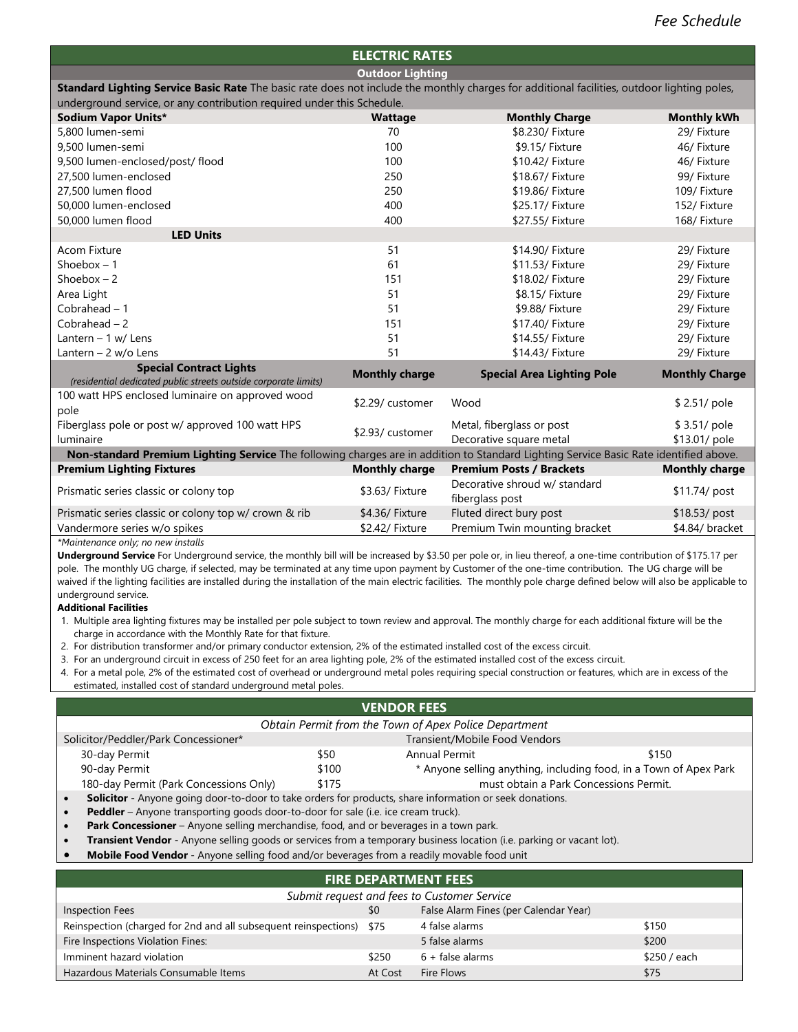## ELECTRIC RATES

### Outdoor Lighting

**Standard Lighting Service Basic Rate** The basic rate does not include the monthly charges for additional facilities, outdoor lighting poles, underground service, or any contribution required under this Schedule.

| Sodium Vapor Units* | Wattage | Monthly Charge | Monthly kWh |
|---|---|---|---|
| 5,800 lumen-semi | 70 | \$8.230/ Fixture | 29/ Fixture |
| 9,500 lumen-semi | 100 | \$9.15/ Fixture | 46/ Fixture |
| 9,500 lumen-enclosed/post/ flood | 100 | \$10.42/ Fixture | 46/ Fixture |
| 27,500 lumen-enclosed | 250 | \$18.67/ Fixture | 99/ Fixture |
| 27,500 lumen flood | 250 | \$19.86/ Fixture | 109/ Fixture |
| 50,000 lumen-enclosed | 400 | \$25.17/ Fixture | 152/ Fixture |
| 50,000 lumen flood | 400 | \$27.55/ Fixture | 168/ Fixture |
| **LED Units** | | | |
| Acom Fixture | 51 | \$14.90/ Fixture | 29/ Fixture |
| Shoebox – 1 | 61 | \$11.53/ Fixture | 29/ Fixture |
| Shoebox – 2 | 151 | \$18.02/ Fixture | 29/ Fixture |
| Area Light | 51 | \$8.15/ Fixture | 29/ Fixture |
| Cobrahead – 1 | 51 | \$9.88/ Fixture | 29/ Fixture |
| Cobrahead – 2 | 151 | \$17.40/ Fixture | 29/ Fixture |
| Lantern – 1 w/ Lens | 51 | \$14.55/ Fixture | 29/ Fixture |
| Lantern – 2 w/o Lens | 51 | \$14.43/ Fixture | 29/ Fixture |

| Special Contract Lights *(residential dedicated public streets outside corporate limits)* | Monthly charge | Special Area Lighting Pole | Monthly Charge |
|---|---|---|---|
| 100 watt HPS enclosed luminaire on approved wood pole | \$2.29/ customer | Wood | \$ 2.51/ pole |
| Fiberglass pole or post w/ approved 100 watt HPS luminaire | \$2.93/ customer | Metal, fiberglass or post | \$ 3.51/ pole |
| | | Decorative square metal | \$13.01/ pole |

**Non-standard Premium Lighting Service** The following charges are in addition to Standard Lighting Service Basic Rate identified above.

| Premium Lighting Fixtures | Monthly charge | Premium Posts / Brackets | Monthly charge |
|---|---|---|---|
| Prismatic series classic or colony top | \$3.63/ Fixture | Decorative shroud w/ standard fiberglass post | \$11.74/ post |
| Prismatic series classic or colony top w/ crown & rib | \$4.36/ Fixture | Fluted direct bury post | \$18.53/ post |
| Vandermore series w/o spikes | \$2.42/ Fixture | Premium Twin mounting bracket | \$4.84/ bracket |

*\*Maintenance only; no new installs*

**Underground Service** For Underground service, the monthly bill will be increased by \$3.50 per pole or, in lieu thereof, a one-time contribution of \$175.17 per pole. The monthly UG charge, if selected, may be terminated at any time upon payment by Customer of the one-time contribution. The UG charge will be waived if the lighting facilities are installed during the installation of the main electric facilities. The monthly pole charge defined below will also be applicable to underground service.

**Additional Facilities**

1. Multiple area lighting fixtures may be installed per pole subject to town review and approval. The monthly charge for each additional fixture will be the charge in accordance with the Monthly Rate for that fixture.
2. For distribution transformer and/or primary conductor extension, 2% of the estimated installed cost of the excess circuit.
3. For an underground circuit in excess of 250 feet for an area lighting pole, 2% of the estimated installed cost of the excess circuit.
4. For a metal pole, 2% of the estimated cost of overhead or underground metal poles requiring special construction or features, which are in excess of the estimated, installed cost of standard underground metal poles.

## VENDOR FEES

*Obtain Permit from the Town of Apex Police Department*

| Solicitor/Peddler/Park Concessioner* | | Transient/Mobile Food Vendors | |
|---|---|---|---|
| 30-day Permit | \$50 | Annual Permit | \$150 |
| 90-day Permit | \$100 | * Anyone selling anything, including food, in a Town of Apex Park must obtain a Park Concessions Permit. | |
| 180-day Permit (Park Concessions Only) | \$175 | | |

- **Solicitor** - Anyone going door-to-door to take orders for products, share information or seek donations.
- **Peddler** – Anyone transporting goods door-to-door for sale (i.e. ice cream truck).
- **Park Concessioner** – Anyone selling merchandise, food, and or beverages in a town park.
- **Transient Vendor** - Anyone selling goods or services from a temporary business location (i.e. parking or vacant lot).
- **Mobile Food Vendor** - Anyone selling food and/or beverages from a readily movable food unit

## FIRE DEPARTMENT FEES

*Submit request and fees to Customer Service*

| Inspection Fees | \$0 | False Alarm Fines (per Calendar Year) | |
|---|---|---|---|
| Reinspection (charged for 2nd and all subsequent reinspections) | \$75 | 4 false alarms | \$150 |
| Fire Inspections Violation Fines: | | 5 false alarms | \$200 |
| Imminent hazard violation | \$250 | 6 + false alarms | \$250 / each |
| Hazardous Materials Consumable Items | At Cost | Fire Flows | \$75 |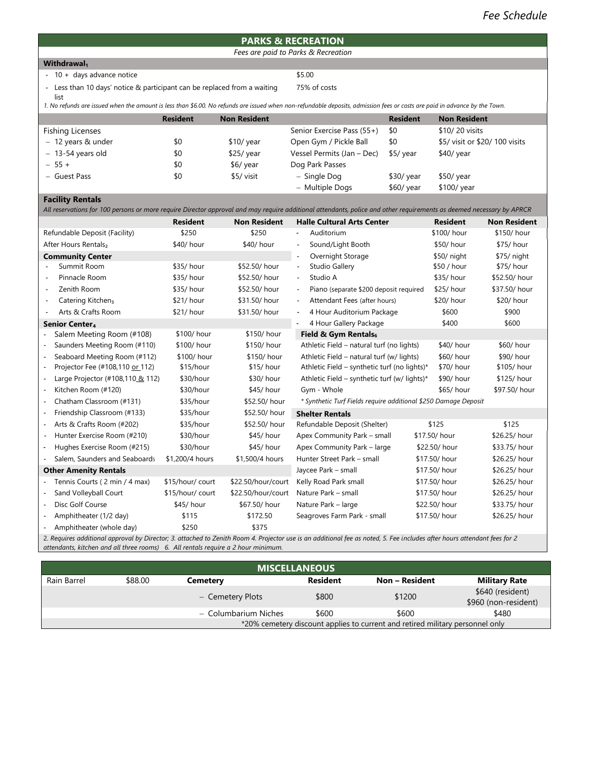# PARKS & RECREATION

*Fees are paid to Parks & Recreation*

**Withdrawal[1]**

- 10 + days advance notice — $5.00
- Less than 10 days' notice & participant can be replaced from a waiting list — 75% of costs

*1. No refunds are issued when the amount is less than $6.00. No refunds are issued when non-refundable deposits, admission fees or costs are paid in advance by the Town.*

| | Resident | Non Resident | | Resident | Non Resident |
|---|---|---|---|---|---|
| Fishing Licenses | | | Senior Exercise Pass (55+) | $0 | $10/ 20 visits |
| – 12 years & under | $0 | $10/ year | Open Gym / Pickle Ball | $0 | $5/ visit or $20/ 100 visits |
| – 13-54 years old | $0 | $25/ year | Vessel Permits (Jan – Dec) | $5/ year | $40/ year |
| – 55 + | $0 | $6/ year | Dog Park Passes | | |
| – Guest Pass | $0 | $5/ visit | – Single Dog | $30/ year | $50/ year |
| | | | – Multiple Dogs | $60/ year | $100/ year |

**Facility Rentals**

*All reservations for 100 persons or more require Director approval and may require additional attendants, police and other requirements as deemed necessary by APRCR*

| | Resident | Non Resident |
|---|---|---|
| Refundable Deposit (Facility) | $250 | $250 |
| After Hours Rentals[2] | $40/ hour | $40/ hour |
| **Community Center** | | |
| - Summit Room | $35/ hour | $52.50/ hour |
| - Pinnacle Room | $35/ hour | $52.50/ hour |
| - Zenith Room | $35/ hour | $52.50/ hour |
| - Catering Kitchen[3] | $21/ hour | $31.50/ hour |
| - Arts & Crafts Room | $21/ hour | $31.50/ hour |
| **Senior Center[4]** | | |
| - Salem Meeting Room (#108) | $100/ hour | $150/ hour |
| - Saunders Meeting Room (#110) | $100/ hour | $150/ hour |
| - Seaboard Meeting Room (#112) | $100/ hour | $150/ hour |
| - Projector Fee (#108,110 or 112) | $15/hour | $15/ hour |
| - Large Projector (#108,110 & 112) | $30/hour | $30/ hour |
| - Kitchen Room (#120) | $30/hour | $45/ hour |
| - Chatham Classroom (#131) | $35/hour | $52.50/ hour |
| - Friendship Classroom (#133) | $35/hour | $52.50/ hour |
| - Arts & Crafts Room (#202) | $35/hour | $52.50/ hour |
| - Hunter Exercise Room (#210) | $30/hour | $45/ hour |
| - Hughes Exercise Room (#215) | $30/hour | $45/ hour |
| - Salem, Saunders and Seaboard[5] | $1,200/4 hours | $1,500/4 hours |
| **Other Amenity Rentals** | | |
| - Tennis Courts ( 2 min / 4 max) | $15/hour/ court | $22.50/hour/court |
| - Sand Volleyball Court | $15/hour/ court | $22.50/hour/court |
| - Disc Golf Course | $45/ hour | $67.50/ hour |
| - Amphitheater (1/2 day) | $115 | $172.50 |
| - Amphitheater (whole day) | $250 | $375 |

| Halle Cultural Arts Center | Resident | Non Resident |
|---|---|---|
| - Auditorium | $100/ hour | $150/ hour |
| - Sound/Light Booth | $50/ hour | $75/ hour |
| - Overnight Storage | $50/ night | $75/ night |
| - Studio Gallery | $50 / hour | $75/ hour |
| - Studio A | $35/ hour | $52.50/ hour |
| - Piano (separate $200 deposit required | $25/ hour | $37.50/ hour |
| - Attendant Fees (after hours) | $20/ hour | $20/ hour |
| - 4 Hour Auditorium Package | $600 | $900 |
| - 4 Hour Gallery Package | $400 | $600 |
| **Field & Gym Rentals[6]** | | |
| Athletic Field – natural turf (no lights) | $40/ hour | $60/ hour |
| Athletic Field – natural turf (w/ lights) | $60/ hour | $90/ hour |
| Athletic Field – synthetic turf (no lights)* | $70/ hour | $105/ hour |
| Athletic Field – synthetic turf (w/ lights)* | $90/ hour | $125/ hour |
| Gym - Whole | $65/ hour | $97.50/ hour |
| *\* Synthetic Turf Fields require additional $250 Damage Deposit* | | |
| **Shelter Rentals** | | |
| Refundable Deposit (Shelter) | $125 | $125 |
| Apex Community Park – small | $17.50/ hour | $26.25/ hour |
| Apex Community Park – large | $22.50/ hour | $33.75/ hour |
| Hunter Street Park – small | $17.50/ hour | $26.25/ hour |
| Jaycee Park – small | $17.50/ hour | $26.25/ hour |
| Kelly Road Park small | $17.50/ hour | $26.25/ hour |
| Nature Park – small | $17.50/ hour | $26.25/ hour |
| Nature Park – large | $22.50/ hour | $33.75/ hour |
| Seagroves Farm Park - small | $17.50/ hour | $26.25/ hour |

*2. Requires additional approval by Director; 3. attached to Zenith Room 4. Projector use is an additional fee as noted, 5. Fee includes after hours attendant fees for 2 attendants, kitchen and all three rooms) 6. All rentals require a 2 hour minimum.*

# MISCELLANEOUS

| Rain Barrel | $88.00 | Cemetery | Resident | Non – Resident | Military Rate |
|---|---|---|---|---|---|
| | | – Cemetery Plots | $800 | $1200 | $640 (resident) $960 (non-resident) |
| | | – Columbarium Niches | $600 | $600 | $480 |

*20% cemetery discount applies to current and retired military personnel only